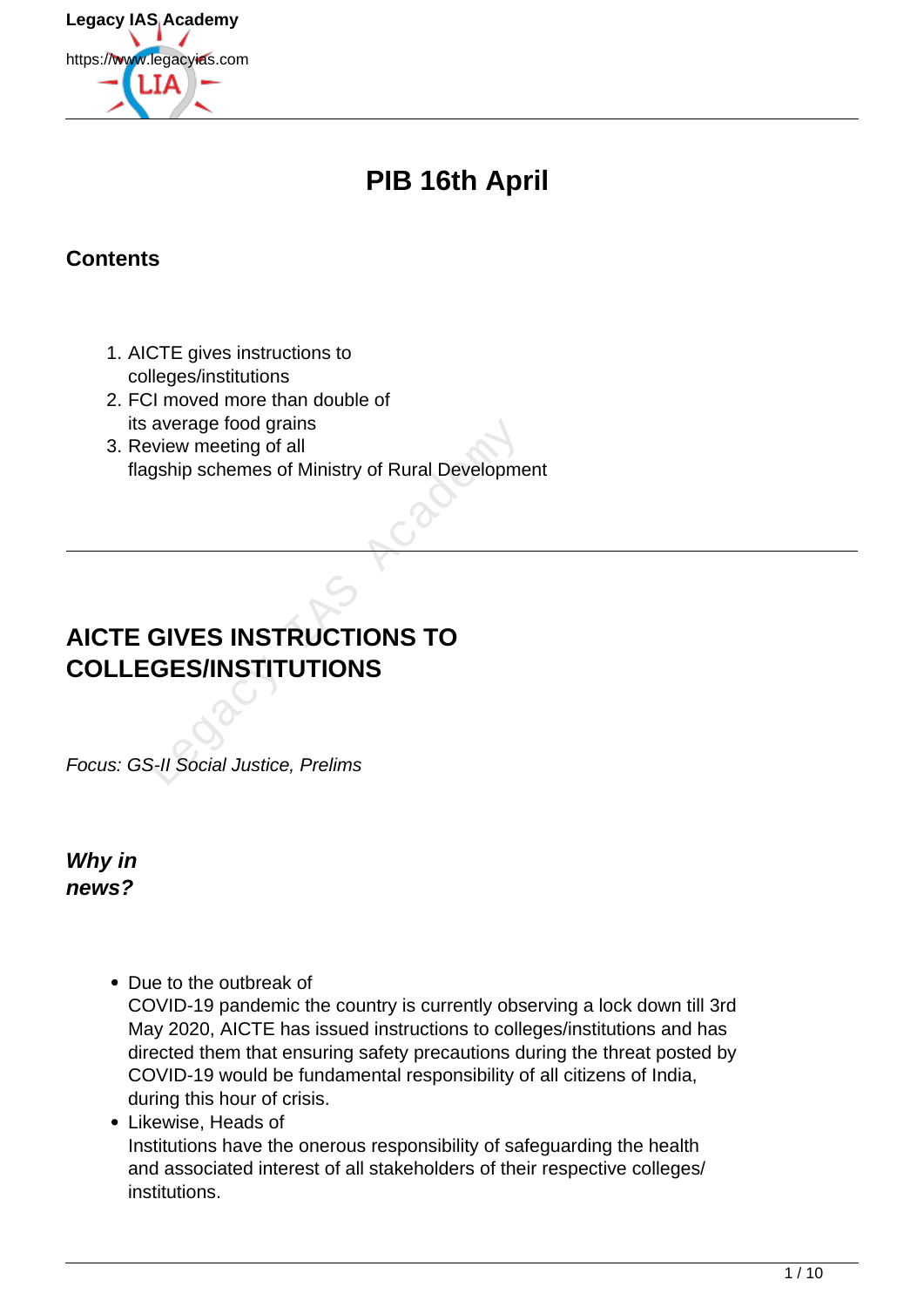# PIB 16th April

## Contents

1. AICTE gives instructions to colleges/institutions
2. FCI moved more than double of its average food grains
3. Review meeting of all flagship schemes of Ministry of Rural Development

---

## AICTE GIVES INSTRUCTIONS TO COLLEGES/INSTITUTIONS

*Focus: GS-II Social Justice, Prelims*

### *Why in news?*

- Due to the outbreak of COVID-19 pandemic the country is currently observing a lock down till 3rd May 2020, AICTE has issued instructions to colleges/institutions and has directed them that ensuring safety precautions during the threat posted by COVID-19 would be fundamental responsibility of all citizens of India, during this hour of crisis.
- Likewise, Heads of Institutions have the onerous responsibility of safeguarding the health and associated interest of all stakeholders of their respective colleges/ institutions.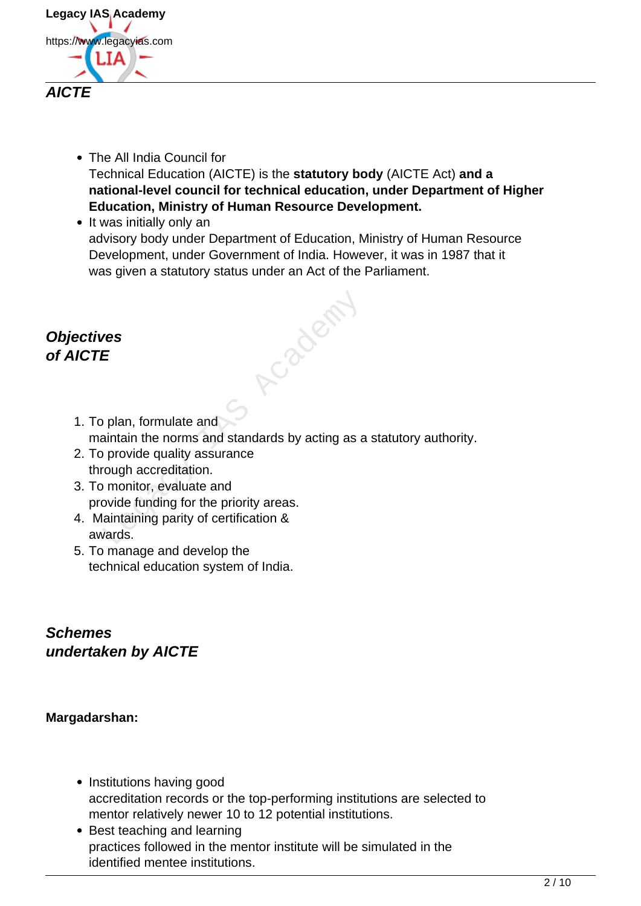## *AICTE*

- The All India Council for Technical Education (AICTE) is the **statutory body** (AICTE Act) **and a national-level council for technical education, under Department of Higher Education, Ministry of Human Resource Development.**
- It was initially only an advisory body under Department of Education, Ministry of Human Resource Development, under Government of India. However, it was in 1987 that it was given a statutory status under an Act of the Parliament.

## *Objectives of AICTE*

1. To plan, formulate and maintain the norms and standards by acting as a statutory authority.
2. To provide quality assurance through accreditation.
3. To monitor, evaluate and provide funding for the priority areas.
4. Maintaining parity of certification & awards.
5. To manage and develop the technical education system of India.

## *Schemes undertaken by AICTE*

**Margadarshan:**

- Institutions having good accreditation records or the top-performing institutions are selected to mentor relatively newer 10 to 12 potential institutions.
- Best teaching and learning practices followed in the mentor institute will be simulated in the identified mentee institutions.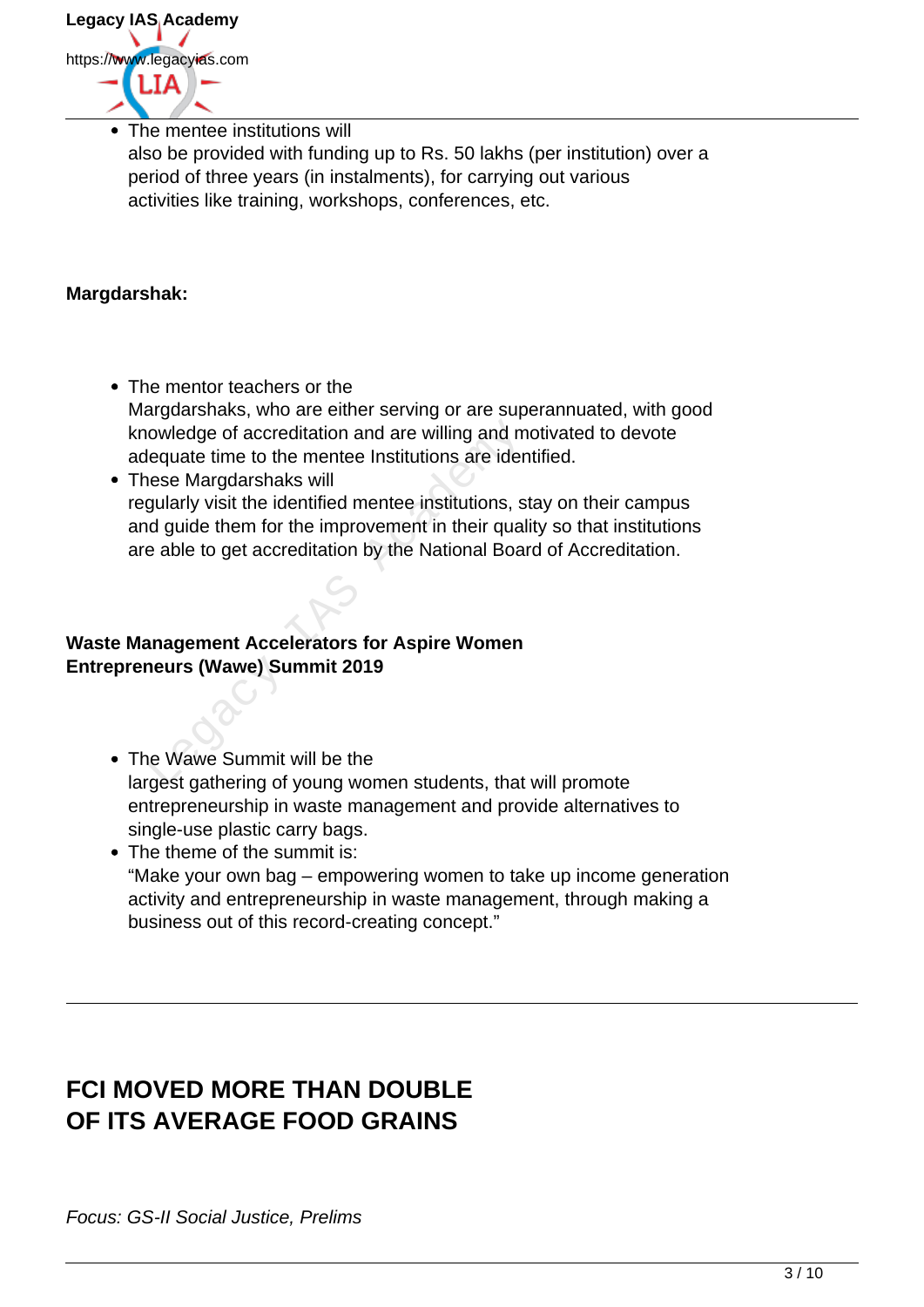- The mentee institutions will also be provided with funding up to Rs. 50 lakhs (per institution) over a period of three years (in instalments), for carrying out various activities like training, workshops, conferences, etc.

**Margdarshak:**

- The mentor teachers or the Margdarshaks, who are either serving or are superannuated, with good knowledge of accreditation and are willing and motivated to devote adequate time to the mentee Institutions are identified.
- These Margdarshaks will regularly visit the identified mentee institutions, stay on their campus and guide them for the improvement in their quality so that institutions are able to get accreditation by the National Board of Accreditation.

**Waste Management Accelerators for Aspire Women Entrepreneurs (Wawe) Summit 2019**

- The Wawe Summit will be the largest gathering of young women students, that will promote entrepreneurship in waste management and provide alternatives to single-use plastic carry bags.
- The theme of the summit is: "Make your own bag – empowering women to take up income generation activity and entrepreneurship in waste management, through making a business out of this record-creating concept."

---

## FCI MOVED MORE THAN DOUBLE OF ITS AVERAGE FOOD GRAINS

*Focus: GS-II Social Justice, Prelims*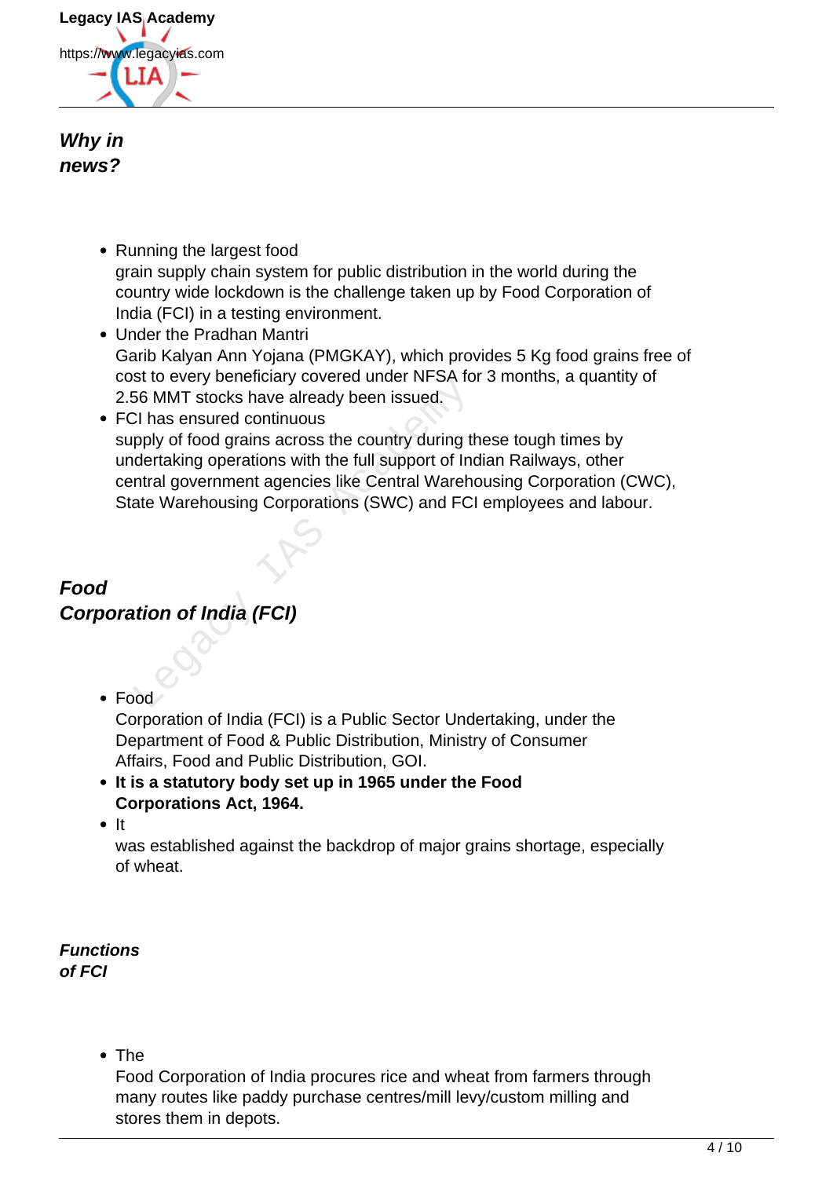### *Why in news?*

- Running the largest food grain supply chain system for public distribution in the world during the country wide lockdown is the challenge taken up by Food Corporation of India (FCI) in a testing environment.
- Under the Pradhan Mantri Garib Kalyan Ann Yojana (PMGKAY), which provides 5 Kg food grains free of cost to every beneficiary covered under NFSA for 3 months, a quantity of 2.56 MMT stocks have already been issued.
- FCI has ensured continuous supply of food grains across the country during these tough times by undertaking operations with the full support of Indian Railways, other central government agencies like Central Warehousing Corporation (CWC), State Warehousing Corporations (SWC) and FCI employees and labour.

### *Food Corporation of India (FCI)*

- Food Corporation of India (FCI) is a Public Sector Undertaking, under the Department of Food & Public Distribution, Ministry of Consumer Affairs, Food and Public Distribution, GOI.
- **It is a statutory body set up in 1965 under the Food Corporations Act, 1964.**
- It was established against the backdrop of major grains shortage, especially of wheat.

#### *Functions of FCI*

- The Food Corporation of India procures rice and wheat from farmers through many routes like paddy purchase centres/mill levy/custom milling and stores them in depots.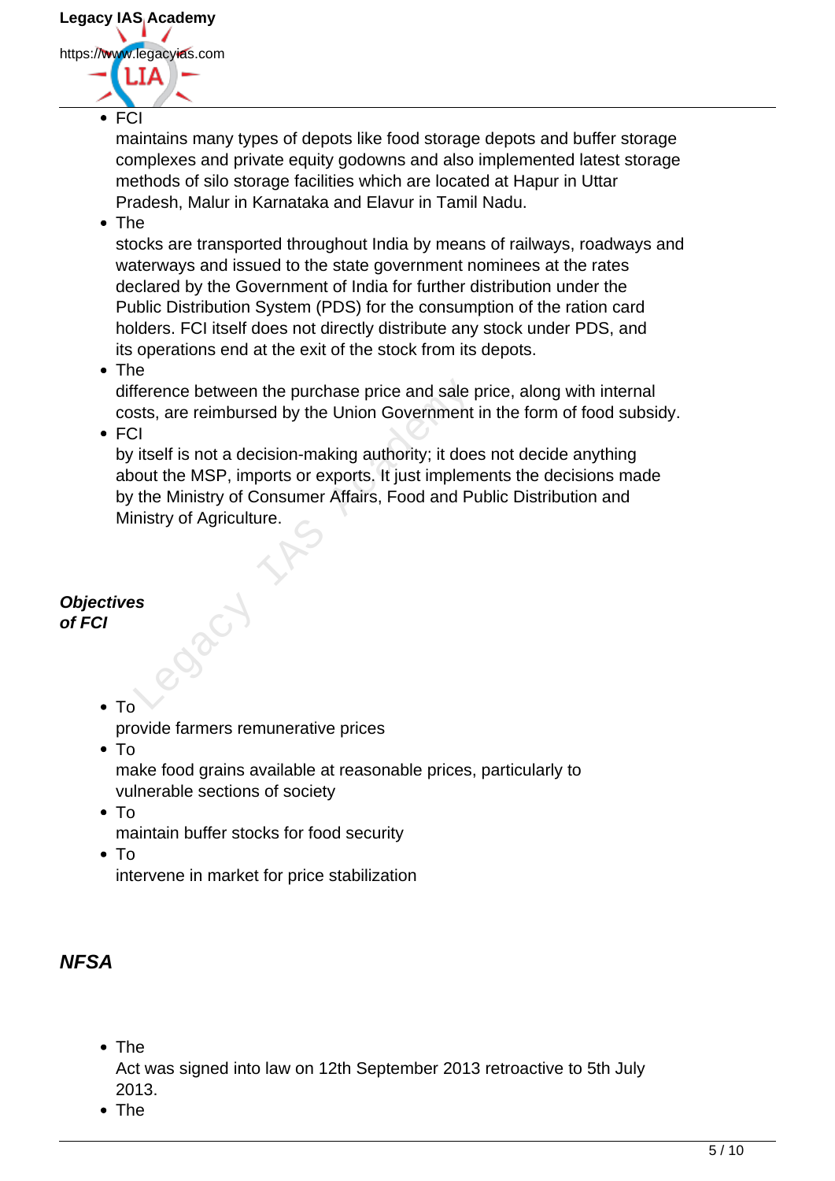- FCI maintains many types of depots like food storage depots and buffer storage complexes and private equity godowns and also implemented latest storage methods of silo storage facilities which are located at Hapur in Uttar Pradesh, Malur in Karnataka and Elavur in Tamil Nadu.
- The stocks are transported throughout India by means of railways, roadways and waterways and issued to the state government nominees at the rates declared by the Government of India for further distribution under the Public Distribution System (PDS) for the consumption of the ration card holders. FCI itself does not directly distribute any stock under PDS, and its operations end at the exit of the stock from its depots.
- The difference between the purchase price and sale price, along with internal costs, are reimbursed by the Union Government in the form of food subsidy.
- FCI by itself is not a decision-making authority; it does not decide anything about the MSP, imports or exports. It just implements the decisions made by the Ministry of Consumer Affairs, Food and Public Distribution and Ministry of Agriculture.

***Objectives of FCI***

- To provide farmers remunerative prices
- To make food grains available at reasonable prices, particularly to vulnerable sections of society
- To maintain buffer stocks for food security
- To intervene in market for price stabilization

## *NFSA*

- The Act was signed into law on 12th September 2013 retroactive to 5th July 2013.
- The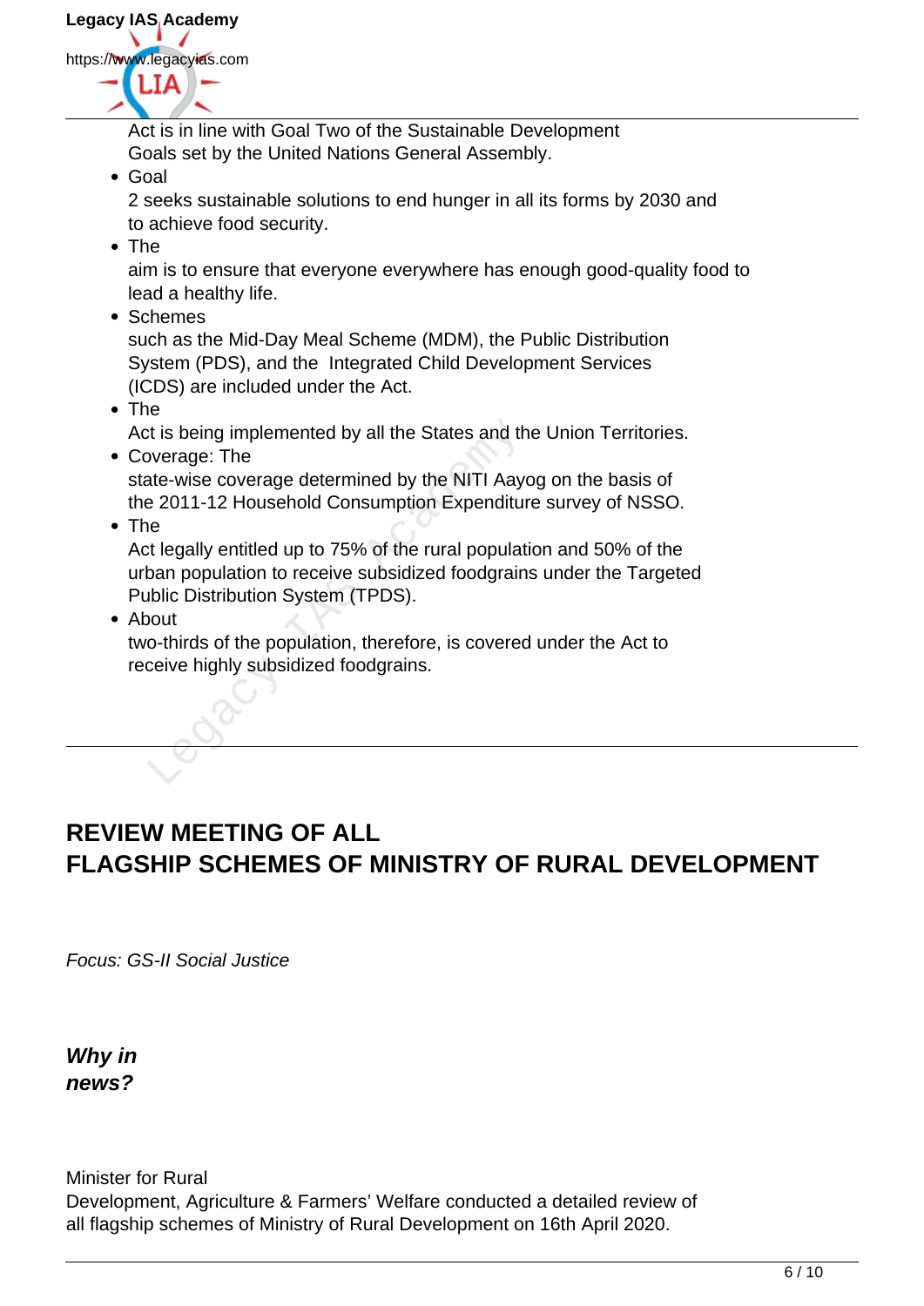Act is in line with Goal Two of the Sustainable Development Goals set by the United Nations General Assembly.

- Goal 2 seeks sustainable solutions to end hunger in all its forms by 2030 and to achieve food security.
- The aim is to ensure that everyone everywhere has enough good-quality food to lead a healthy life.
- Schemes such as the Mid-Day Meal Scheme (MDM), the Public Distribution System (PDS), and the Integrated Child Development Services (ICDS) are included under the Act.
- The Act is being implemented by all the States and the Union Territories.
- Coverage: The state-wise coverage determined by the NITI Aayog on the basis of the 2011-12 Household Consumption Expenditure survey of NSSO.
- The Act legally entitled up to 75% of the rural population and 50% of the urban population to receive subsidized foodgrains under the Targeted Public Distribution System (TPDS).
- About two-thirds of the population, therefore, is covered under the Act to receive highly subsidized foodgrains.

---

## REVIEW MEETING OF ALL FLAGSHIP SCHEMES OF MINISTRY OF RURAL DEVELOPMENT

*Focus: GS-II Social Justice*

***Why in news?***

Minister for Rural Development, Agriculture & Farmers' Welfare conducted a detailed review of all flagship schemes of Ministry of Rural Development on 16th April 2020.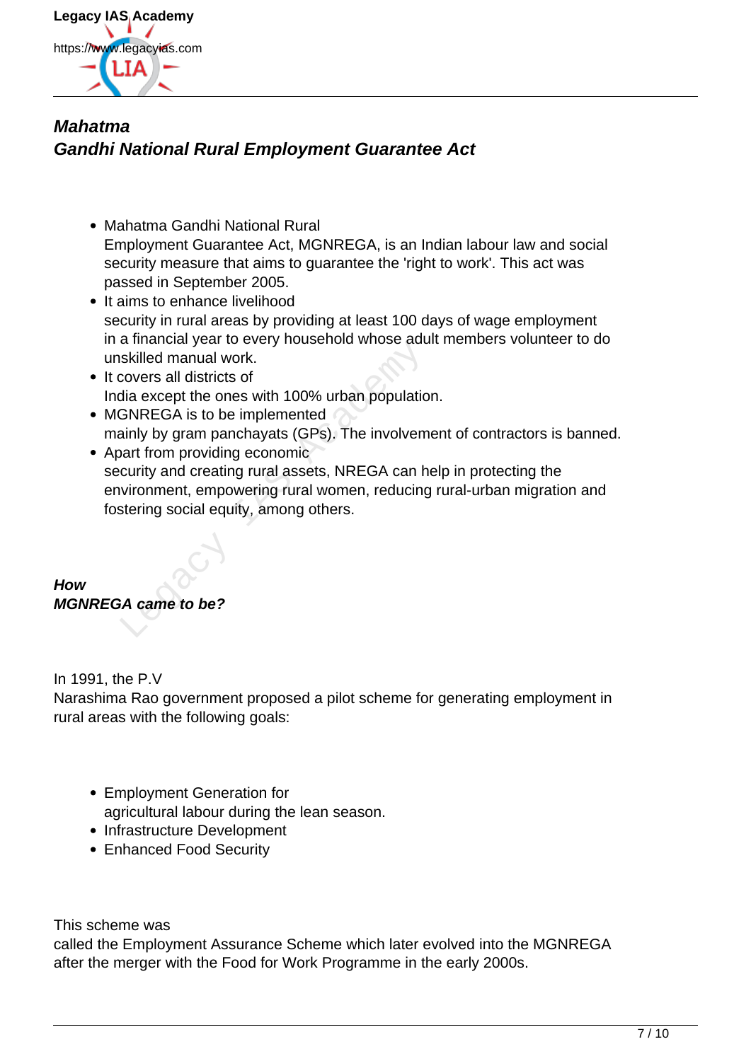## *Mahatma Gandhi National Rural Employment Guarantee Act*

- Mahatma Gandhi National Rural Employment Guarantee Act, MGNREGA, is an Indian labour law and social security measure that aims to guarantee the 'right to work'. This act was passed in September 2005.
- It aims to enhance livelihood security in rural areas by providing at least 100 days of wage employment in a financial year to every household whose adult members volunteer to do unskilled manual work.
- It covers all districts of India except the ones with 100% urban population.
- MGNREGA is to be implemented mainly by gram panchayats (GPs). The involvement of contractors is banned.
- Apart from providing economic security and creating rural assets, NREGA can help in protecting the environment, empowering rural women, reducing rural-urban migration and fostering social equity, among others.

### *How MGNREGA came to be?*

In 1991, the P.V Narashima Rao government proposed a pilot scheme for generating employment in rural areas with the following goals:

- Employment Generation for agricultural labour during the lean season.
- Infrastructure Development
- Enhanced Food Security

This scheme was called the Employment Assurance Scheme which later evolved into the MGNREGA after the merger with the Food for Work Programme in the early 2000s.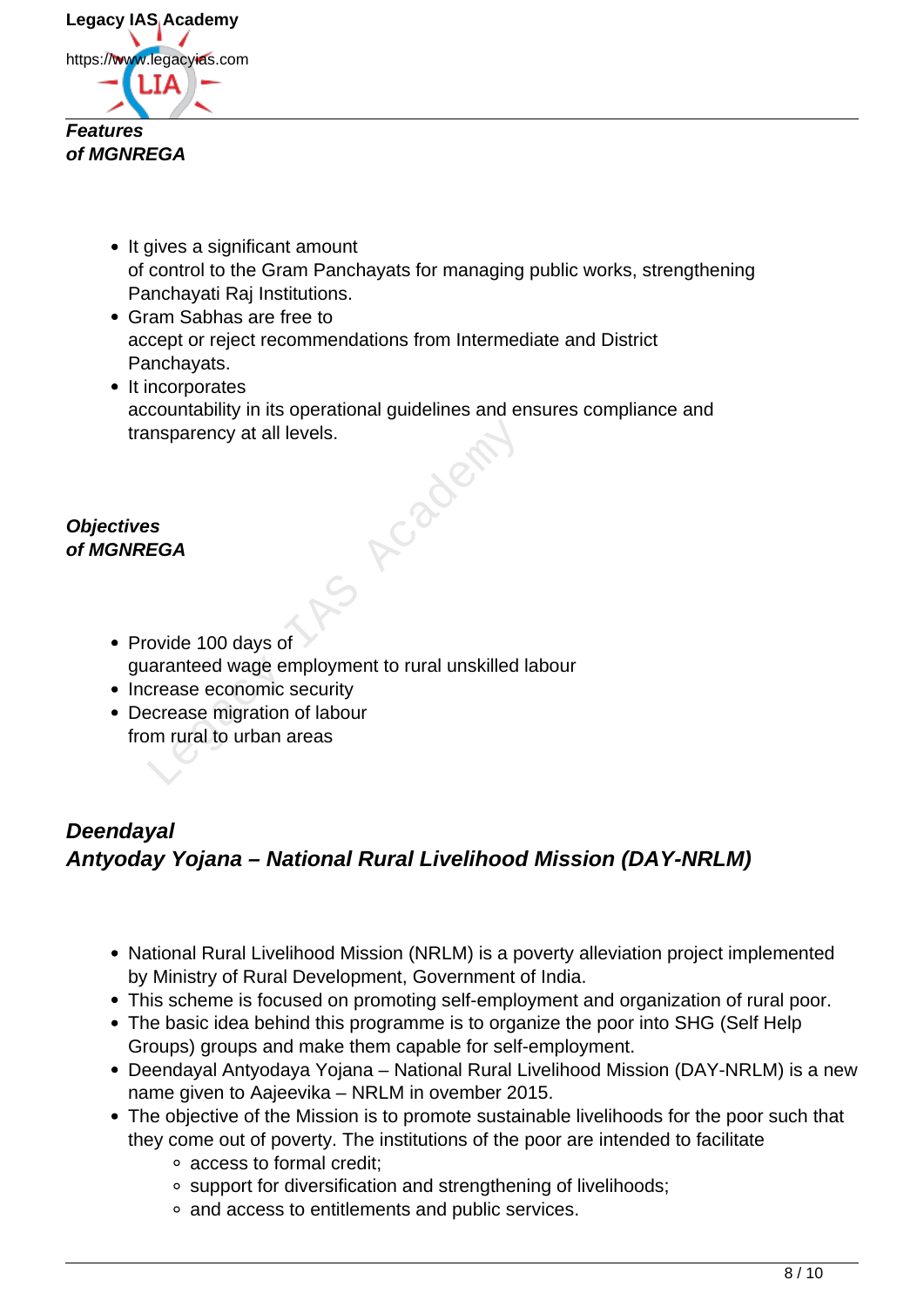***Features of MGNREGA***

- It gives a significant amount of control to the Gram Panchayats for managing public works, strengthening Panchayati Raj Institutions.
- Gram Sabhas are free to accept or reject recommendations from Intermediate and District Panchayats.
- It incorporates accountability in its operational guidelines and ensures compliance and transparency at all levels.

***Objectives of MGNREGA***

- Provide 100 days of guaranteed wage employment to rural unskilled labour
- Increase economic security
- Decrease migration of labour from rural to urban areas

## ***Deendayal Antyoday Yojana – National Rural Livelihood Mission (DAY-NRLM)***

- National Rural Livelihood Mission (NRLM) is a poverty alleviation project implemented by Ministry of Rural Development, Government of India.
- This scheme is focused on promoting self-employment and organization of rural poor.
- The basic idea behind this programme is to organize the poor into SHG (Self Help Groups) groups and make them capable for self-employment.
- Deendayal Antyodaya Yojana – National Rural Livelihood Mission (DAY-NRLM) is a new name given to Aajeevika – NRLM in ovember 2015.
- The objective of the Mission is to promote sustainable livelihoods for the poor such that they come out of poverty. The institutions of the poor are intended to facilitate
  - access to formal credit;
  - support for diversification and strengthening of livelihoods;
  - and access to entitlements and public services.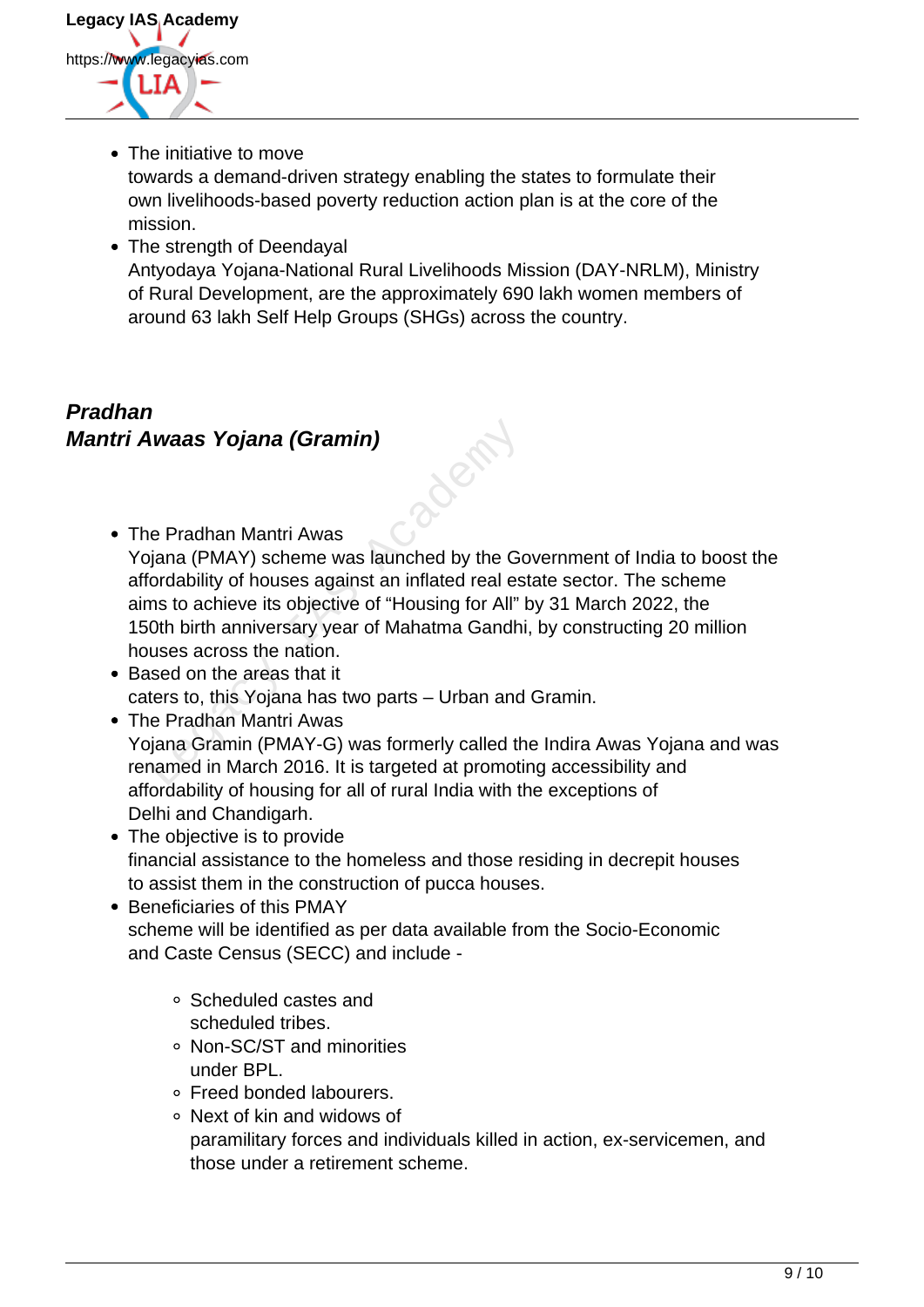- The initiative to move towards a demand-driven strategy enabling the states to formulate their own livelihoods-based poverty reduction action plan is at the core of the mission.
- The strength of Deendayal Antyodaya Yojana-National Rural Livelihoods Mission (DAY-NRLM), Ministry of Rural Development, are the approximately 690 lakh women members of around 63 lakh Self Help Groups (SHGs) across the country.

### *Pradhan Mantri Awaas Yojana (Gramin)*

- The Pradhan Mantri Awas Yojana (PMAY) scheme was launched by the Government of India to boost the affordability of houses against an inflated real estate sector. The scheme aims to achieve its objective of "Housing for All" by 31 March 2022, the 150th birth anniversary year of Mahatma Gandhi, by constructing 20 million houses across the nation.
- Based on the areas that it caters to, this Yojana has two parts – Urban and Gramin.
- The Pradhan Mantri Awas Yojana Gramin (PMAY-G) was formerly called the Indira Awas Yojana and was renamed in March 2016. It is targeted at promoting accessibility and affordability of housing for all of rural India with the exceptions of Delhi and Chandigarh.
- The objective is to provide financial assistance to the homeless and those residing in decrepit houses to assist them in the construction of pucca houses.
- Beneficiaries of this PMAY scheme will be identified as per data available from the Socio-Economic and Caste Census (SECC) and include -
    - Scheduled castes and scheduled tribes.
    - Non-SC/ST and minorities under BPL.
    - Freed bonded labourers.
    - Next of kin and widows of paramilitary forces and individuals killed in action, ex-servicemen, and those under a retirement scheme.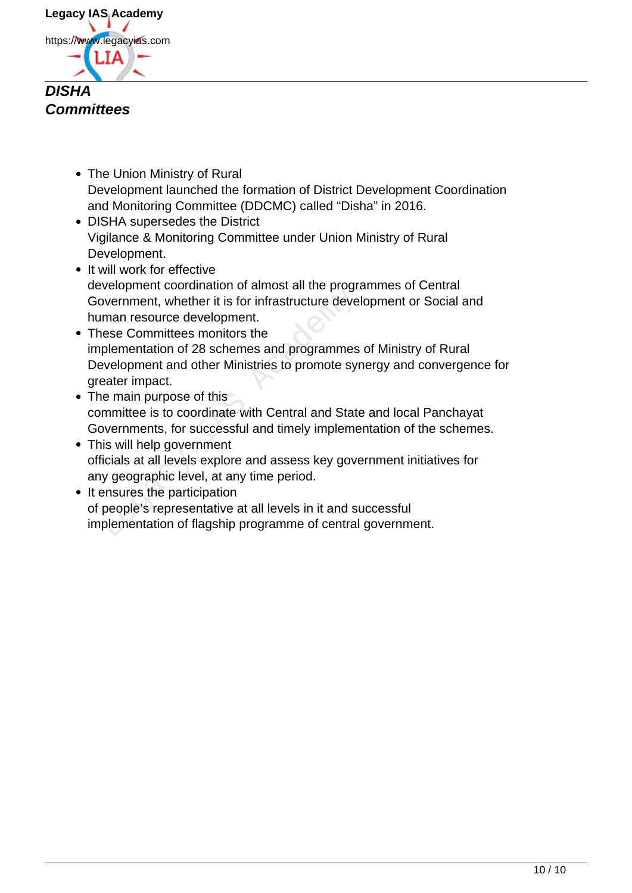## *DISHA Committees*

- The Union Ministry of Rural Development launched the formation of District Development Coordination and Monitoring Committee (DDCMC) called "Disha" in 2016.
- DISHA supersedes the District Vigilance & Monitoring Committee under Union Ministry of Rural Development.
- It will work for effective development coordination of almost all the programmes of Central Government, whether it is for infrastructure development or Social and human resource development.
- These Committees monitors the implementation of 28 schemes and programmes of Ministry of Rural Development and other Ministries to promote synergy and convergence for greater impact.
- The main purpose of this committee is to coordinate with Central and State and local Panchayat Governments, for successful and timely implementation of the schemes.
- This will help government officials at all levels explore and assess key government initiatives for any geographic level, at any time period.
- It ensures the participation of people's representative at all levels in it and successful implementation of flagship programme of central government.